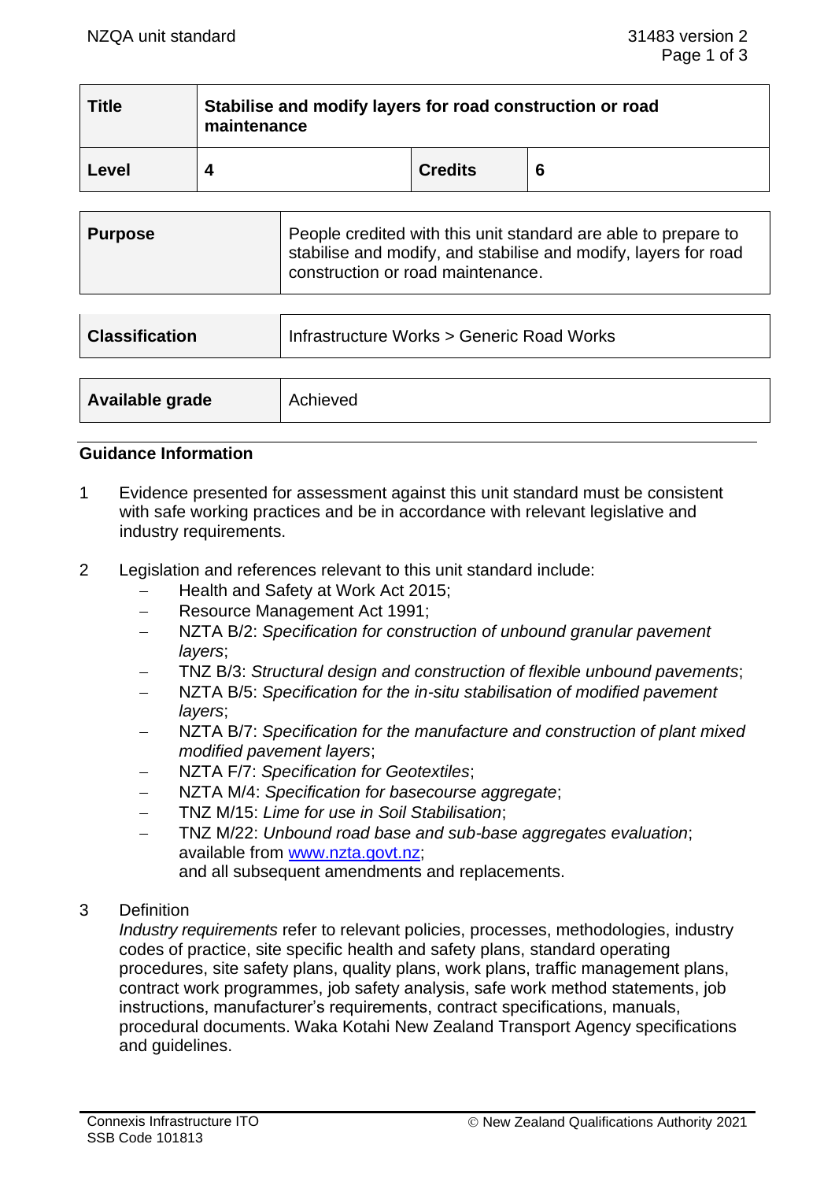| | | | |
|---|---|---|---|
| **Title** | **Stabilise and modify layers for road construction or road maintenance** | | |
| **Level** | **4** | **Credits** | **6** |

| | |
|---|---|
| **Purpose** | People credited with this unit standard are able to prepare to stabilise and modify, and stabilise and modify, layers for road construction or road maintenance. |

| | |
|---|---|
| **Classification** | Infrastructure Works > Generic Road Works |

| | |
|---|---|
| **Available grade** | Achieved |

## Guidance Information

1. Evidence presented for assessment against this unit standard must be consistent with safe working practices and be in accordance with relevant legislative and industry requirements.

2. Legislation and references relevant to this unit standard include:
   - Health and Safety at Work Act 2015;
   - Resource Management Act 1991;
   - NZTA B/2: *Specification for construction of unbound granular pavement layers*;
   - TNZ B/3: *Structural design and construction of flexible unbound pavements*;
   - NZTA B/5: *Specification for the in-situ stabilisation of modified pavement layers*;
   - NZTA B/7: *Specification for the manufacture and construction of plant mixed modified pavement layers*;
   - NZTA F/7: *Specification for Geotextiles*;
   - NZTA M/4: *Specification for basecourse aggregate*;
   - TNZ M/15: *Lime for use in Soil Stabilisation*;
   - TNZ M/22: *Unbound road base and sub-base aggregates evaluation*; available from www.nzta.govt.nz;

   and all subsequent amendments and replacements.

3. Definition

   *Industry requirements* refer to relevant policies, processes, methodologies, industry codes of practice, site specific health and safety plans, standard operating procedures, site safety plans, quality plans, work plans, traffic management plans, contract work programmes, job safety analysis, safe work method statements, job instructions, manufacturer's requirements, contract specifications, manuals, procedural documents. Waka Kotahi New Zealand Transport Agency specifications and guidelines.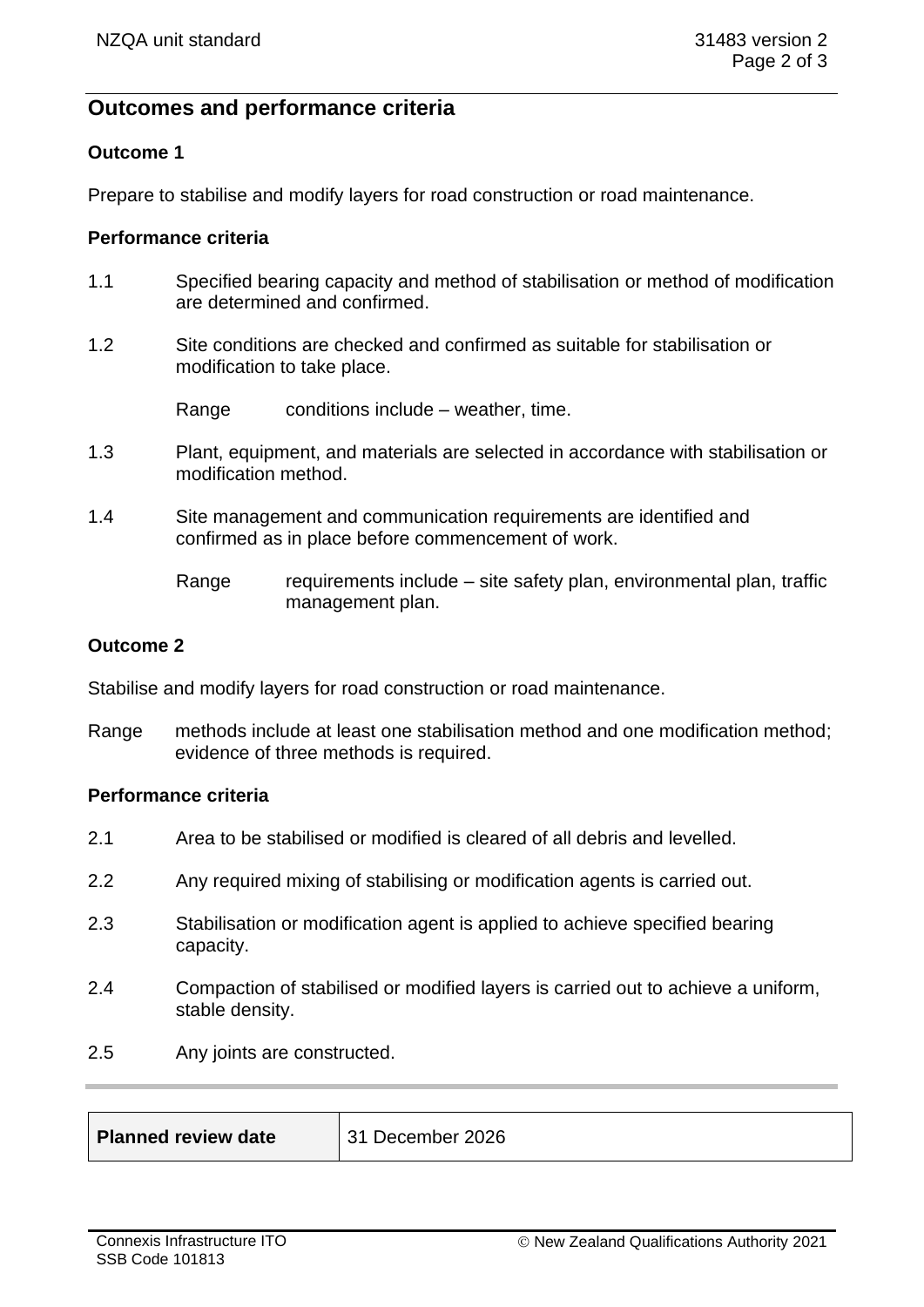## Outcomes and performance criteria

### Outcome 1

Prepare to stabilise and modify layers for road construction or road maintenance.

#### Performance criteria

1.1 Specified bearing capacity and method of stabilisation or method of modification are determined and confirmed.

1.2 Site conditions are checked and confirmed as suitable for stabilisation or modification to take place.

Range conditions include – weather, time.

1.3 Plant, equipment, and materials are selected in accordance with stabilisation or modification method.

1.4 Site management and communication requirements are identified and confirmed as in place before commencement of work.

Range requirements include – site safety plan, environmental plan, traffic management plan.

### Outcome 2

Stabilise and modify layers for road construction or road maintenance.

Range methods include at least one stabilisation method and one modification method; evidence of three methods is required.

#### Performance criteria

2.1 Area to be stabilised or modified is cleared of all debris and levelled.

2.2 Any required mixing of stabilising or modification agents is carried out.

2.3 Stabilisation or modification agent is applied to achieve specified bearing capacity.

2.4 Compaction of stabilised or modified layers is carried out to achieve a uniform, stable density.

2.5 Any joints are constructed.

| | |
|---|---|
| **Planned review date** | 31 December 2026 |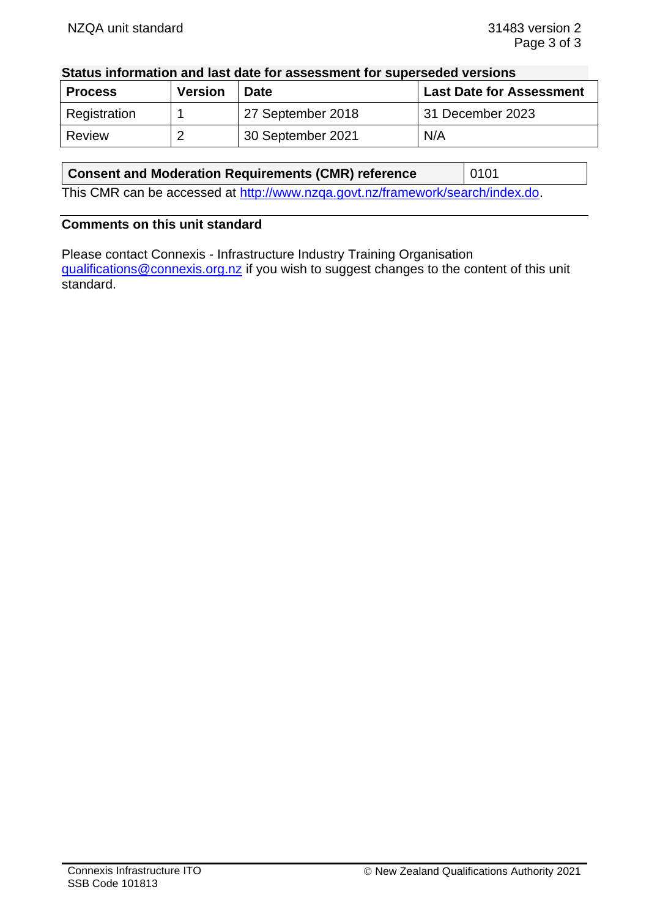**Status information and last date for assessment for superseded versions**

| Process | Version | Date | Last Date for Assessment |
|---|---|---|---|
| Registration | 1 | 27 September 2018 | 31 December 2023 |
| Review | 2 | 30 September 2021 | N/A |

| Consent and Moderation Requirements (CMR) reference | 0101 |
|---|---|

This CMR can be accessed at http://www.nzqa.govt.nz/framework/search/index.do.

**Comments on this unit standard**

Please contact Connexis - Infrastructure Industry Training Organisation qualifications@connexis.org.nz if you wish to suggest changes to the content of this unit standard.